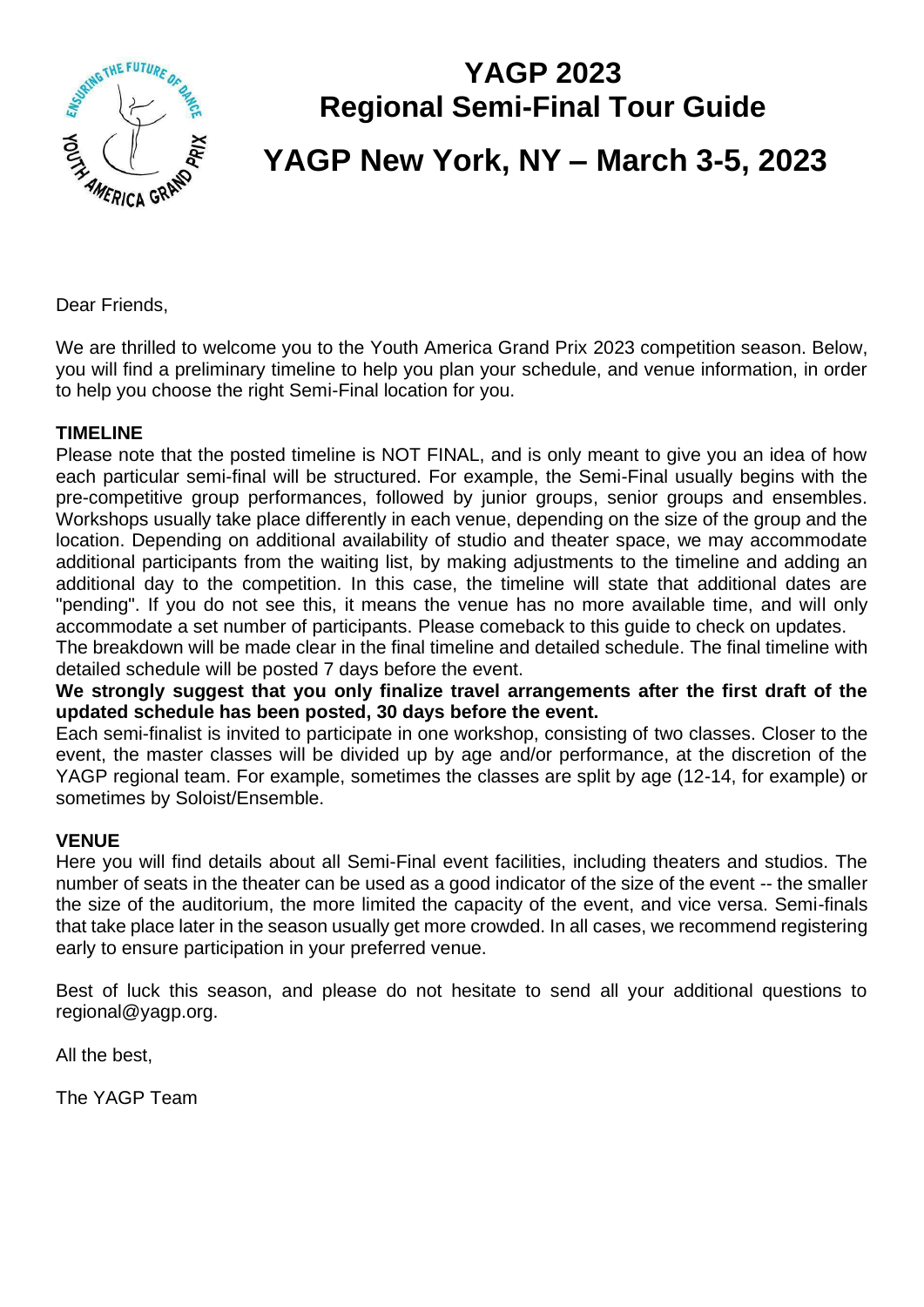# YAGP 2023
# Regional Semi-Final Tour Guide

## YAGP New York, NY – March 3-5, 2023

Dear Friends,

We are thrilled to welcome you to the Youth America Grand Prix 2023 competition season. Below, you will find a preliminary timeline to help you plan your schedule, and venue information, in order to help you choose the right Semi-Final location for you.

**TIMELINE**

Please note that the posted timeline is NOT FINAL, and is only meant to give you an idea of how each particular semi-final will be structured. For example, the Semi-Final usually begins with the pre-competitive group performances, followed by junior groups, senior groups and ensembles. Workshops usually take place differently in each venue, depending on the size of the group and the location. Depending on additional availability of studio and theater space, we may accommodate additional participants from the waiting list, by making adjustments to the timeline and adding an additional day to the competition. In this case, the timeline will state that additional dates are "pending". If you do not see this, it means the venue has no more available time, and will only accommodate a set number of participants. Please comeback to this guide to check on updates.

The breakdown will be made clear in the final timeline and detailed schedule. The final timeline with detailed schedule will be posted 7 days before the event.

**We strongly suggest that you only finalize travel arrangements after the first draft of the updated schedule has been posted, 30 days before the event.**

Each semi-finalist is invited to participate in one workshop, consisting of two classes. Closer to the event, the master classes will be divided up by age and/or performance, at the discretion of the YAGP regional team. For example, sometimes the classes are split by age (12-14, for example) or sometimes by Soloist/Ensemble.

**VENUE**

Here you will find details about all Semi-Final event facilities, including theaters and studios. The number of seats in the theater can be used as a good indicator of the size of the event -- the smaller the size of the auditorium, the more limited the capacity of the event, and vice versa. Semi-finals that take place later in the season usually get more crowded. In all cases, we recommend registering early to ensure participation in your preferred venue.

Best of luck this season, and please do not hesitate to send all your additional questions to regional@yagp.org.

All the best,

The YAGP Team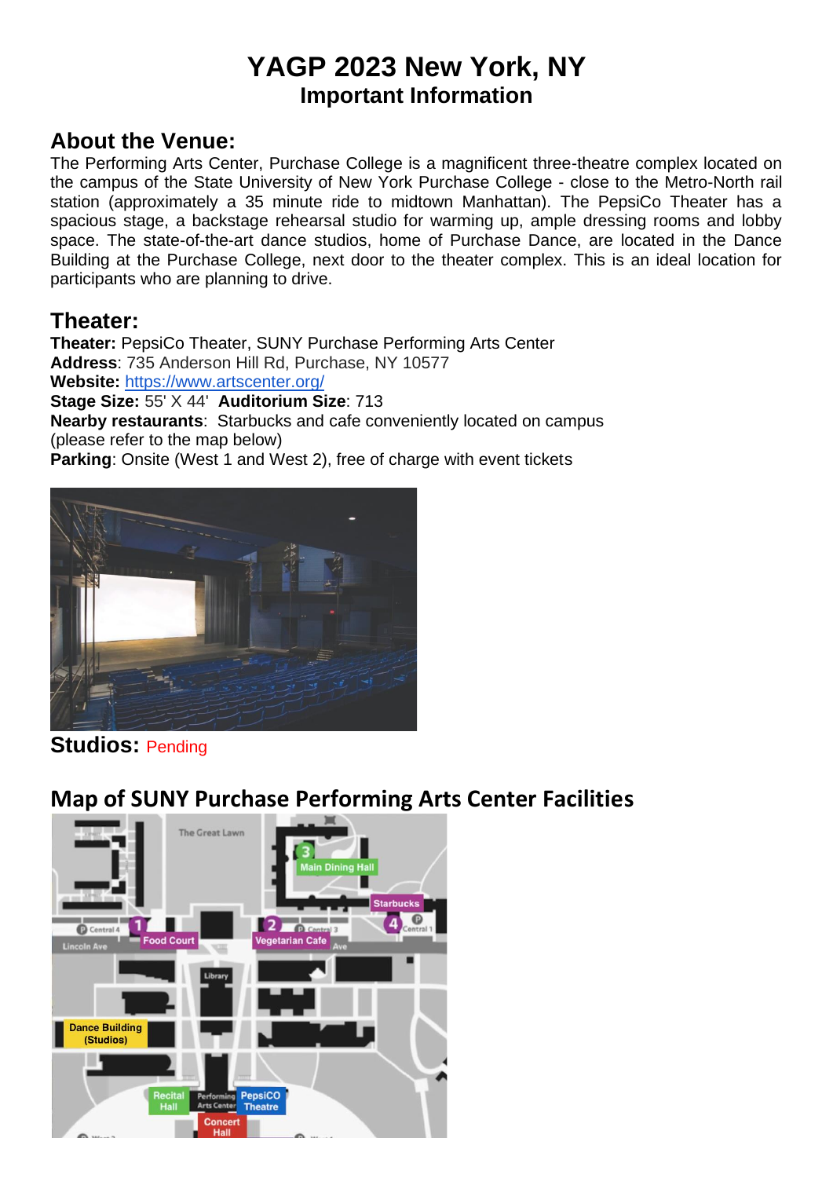# YAGP 2023 New York, NY
## Important Information

## About the Venue:

The Performing Arts Center, Purchase College is a magnificent three-theatre complex located on the campus of the State University of New York Purchase College - close to the Metro-North rail station (approximately a 35 minute ride to midtown Manhattan). The PepsiCo Theater has a spacious stage, a backstage rehearsal studio for warming up, ample dressing rooms and lobby space. The state-of-the-art dance studios, home of Purchase Dance, are located in the Dance Building at the Purchase College, next door to the theater complex. This is an ideal location for participants who are planning to drive.

## Theater:

**Theater:** PepsiCo Theater, SUNY Purchase Performing Arts Center
**Address**: 735 Anderson Hill Rd, Purchase, NY 10577
**Website:** https://www.artscenter.org/
**Stage Size:** 55' X 44' **Auditorium Size**: 713
**Nearby restaurants**: Starbucks and cafe conveniently located on campus (please refer to the map below)
**Parking**: Onsite (West 1 and West 2), free of charge with event tickets

## Studios: Pending

## Map of SUNY Purchase Performing Arts Center Facilities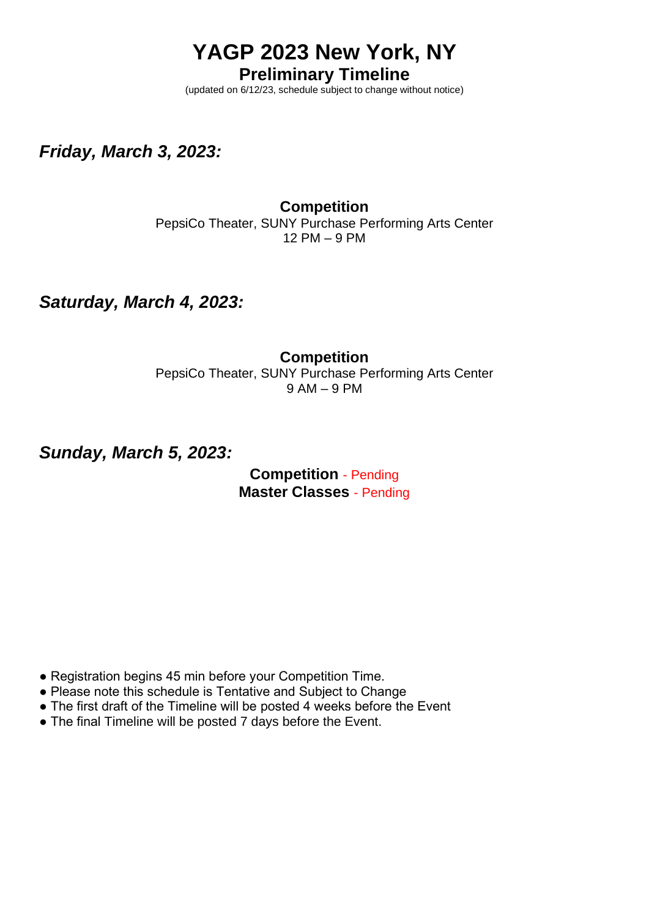# YAGP 2023 New York, NY

## Preliminary Timeline

(updated on 6/12/23, schedule subject to change without notice)

### *Friday, March 3, 2023:*

**Competition**
PepsiCo Theater, SUNY Purchase Performing Arts Center
12 PM – 9 PM

### *Saturday, March 4, 2023:*

**Competition**
PepsiCo Theater, SUNY Purchase Performing Arts Center
9 AM – 9 PM

### *Sunday, March 5, 2023:*

**Competition** - Pending
**Master Classes** - Pending

- Registration begins 45 min before your Competition Time.
- Please note this schedule is Tentative and Subject to Change
- The first draft of the Timeline will be posted 4 weeks before the Event
- The final Timeline will be posted 7 days before the Event.